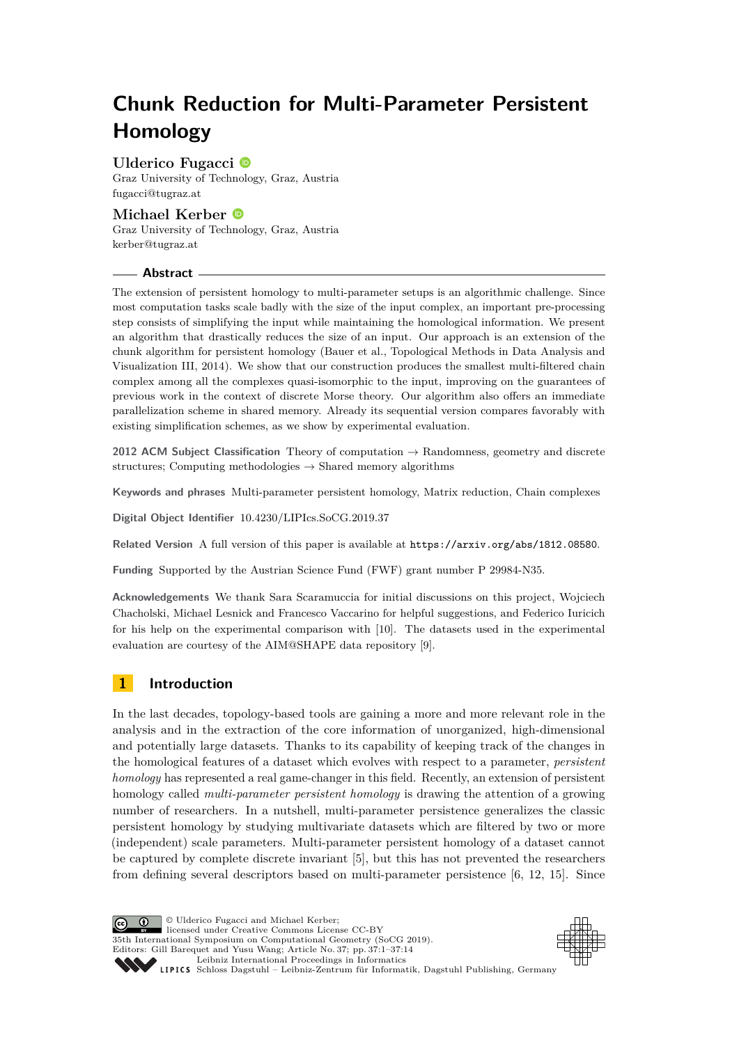# Chunk Reduction for Multi-Parameter Persistent Homology

**Ulderico Fugacci**
Graz University of Technology, Graz, Austria
fugacci@tugraz.at

**Michael Kerber**
Graz University of Technology, Graz, Austria
kerber@tugraz.at

## Abstract

The extension of persistent homology to multi-parameter setups is an algorithmic challenge. Since most computation tasks scale badly with the size of the input complex, an important pre-processing step consists of simplifying the input while maintaining the homological information. We present an algorithm that drastically reduces the size of an input. Our approach is an extension of the chunk algorithm for persistent homology (Bauer et al., Topological Methods in Data Analysis and Visualization III, 2014). We show that our construction produces the smallest multi-filtered chain complex among all the complexes quasi-isomorphic to the input, improving on the guarantees of previous work in the context of discrete Morse theory. Our algorithm also offers an immediate parallelization scheme in shared memory. Already its sequential version compares favorably with existing simplification schemes, as we show by experimental evaluation.

**2012 ACM Subject Classification** Theory of computation → Randomness, geometry and discrete structures; Computing methodologies → Shared memory algorithms

**Keywords and phrases** Multi-parameter persistent homology, Matrix reduction, Chain complexes

**Digital Object Identifier** 10.4230/LIPIcs.SoCG.2019.37

**Related Version** A full version of this paper is available at `https://arxiv.org/abs/1812.08580`.

**Funding** Supported by the Austrian Science Fund (FWF) grant number P 29984-N35.

**Acknowledgements** We thank Sara Scaramuccia for initial discussions on this project, Wojciech Chacholski, Michael Lesnick and Francesco Vaccarino for helpful suggestions, and Federico Iuricich for his help on the experimental comparison with [10]. The datasets used in the experimental evaluation are courtesy of the AIM@SHAPE data repository [9].

## 1 Introduction

In the last decades, topology-based tools are gaining a more and more relevant role in the analysis and in the extraction of the core information of unorganized, high-dimensional and potentially large datasets. Thanks to its capability of keeping track of the changes in the homological features of a dataset which evolves with respect to a parameter, *persistent homology* has represented a real game-changer in this field. Recently, an extension of persistent homology called *multi-parameter persistent homology* is drawing the attention of a growing number of researchers. In a nutshell, multi-parameter persistence generalizes the classic persistent homology by studying multivariate datasets which are filtered by two or more (independent) scale parameters. Multi-parameter persistent homology of a dataset cannot be captured by complete discrete invariant [5], but this has not prevented the researchers from defining several descriptors based on multi-parameter persistence [6, 12, 15]. Since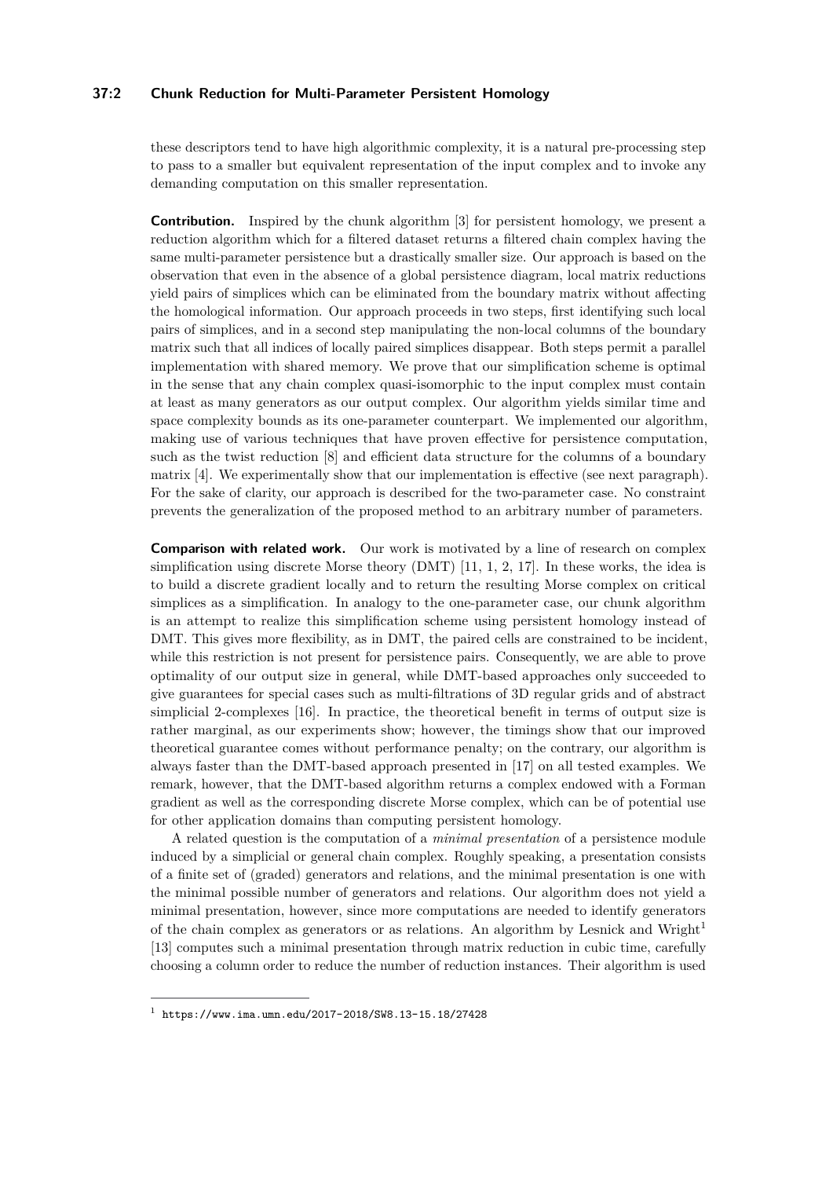these descriptors tend to have high algorithmic complexity, it is a natural pre-processing step to pass to a smaller but equivalent representation of the input complex and to invoke any demanding computation on this smaller representation.

**Contribution.** Inspired by the chunk algorithm [3] for persistent homology, we present a reduction algorithm which for a filtered dataset returns a filtered chain complex having the same multi-parameter persistence but a drastically smaller size. Our approach is based on the observation that even in the absence of a global persistence diagram, local matrix reductions yield pairs of simplices which can be eliminated from the boundary matrix without affecting the homological information. Our approach proceeds in two steps, first identifying such local pairs of simplices, and in a second step manipulating the non-local columns of the boundary matrix such that all indices of locally paired simplices disappear. Both steps permit a parallel implementation with shared memory. We prove that our simplification scheme is optimal in the sense that any chain complex quasi-isomorphic to the input complex must contain at least as many generators as our output complex. Our algorithm yields similar time and space complexity bounds as its one-parameter counterpart. We implemented our algorithm, making use of various techniques that have proven effective for persistence computation, such as the twist reduction [8] and efficient data structure for the columns of a boundary matrix [4]. We experimentally show that our implementation is effective (see next paragraph). For the sake of clarity, our approach is described for the two-parameter case. No constraint prevents the generalization of the proposed method to an arbitrary number of parameters.

**Comparison with related work.** Our work is motivated by a line of research on complex simplification using discrete Morse theory (DMT) [11, 1, 2, 17]. In these works, the idea is to build a discrete gradient locally and to return the resulting Morse complex on critical simplices as a simplification. In analogy to the one-parameter case, our chunk algorithm is an attempt to realize this simplification scheme using persistent homology instead of DMT. This gives more flexibility, as in DMT, the paired cells are constrained to be incident, while this restriction is not present for persistence pairs. Consequently, we are able to prove optimality of our output size in general, while DMT-based approaches only succeeded to give guarantees for special cases such as multi-filtrations of 3D regular grids and of abstract simplicial 2-complexes [16]. In practice, the theoretical benefit in terms of output size is rather marginal, as our experiments show; however, the timings show that our improved theoretical guarantee comes without performance penalty; on the contrary, our algorithm is always faster than the DMT-based approach presented in [17] on all tested examples. We remark, however, that the DMT-based algorithm returns a complex endowed with a Forman gradient as well as the corresponding discrete Morse complex, which can be of potential use for other application domains than computing persistent homology.

A related question is the computation of a *minimal presentation* of a persistence module induced by a simplicial or general chain complex. Roughly speaking, a presentation consists of a finite set of (graded) generators and relations, and the minimal presentation is one with the minimal possible number of generators and relations. Our algorithm does not yield a minimal presentation, however, since more computations are needed to identify generators of the chain complex as generators or as relations. An algorithm by Lesnick and Wright[1] [13] computes such a minimal presentation through matrix reduction in cubic time, carefully choosing a column order to reduce the number of reduction instances. Their algorithm is used

[1] https://www.ima.umn.edu/2017-2018/SW8.13-15.18/27428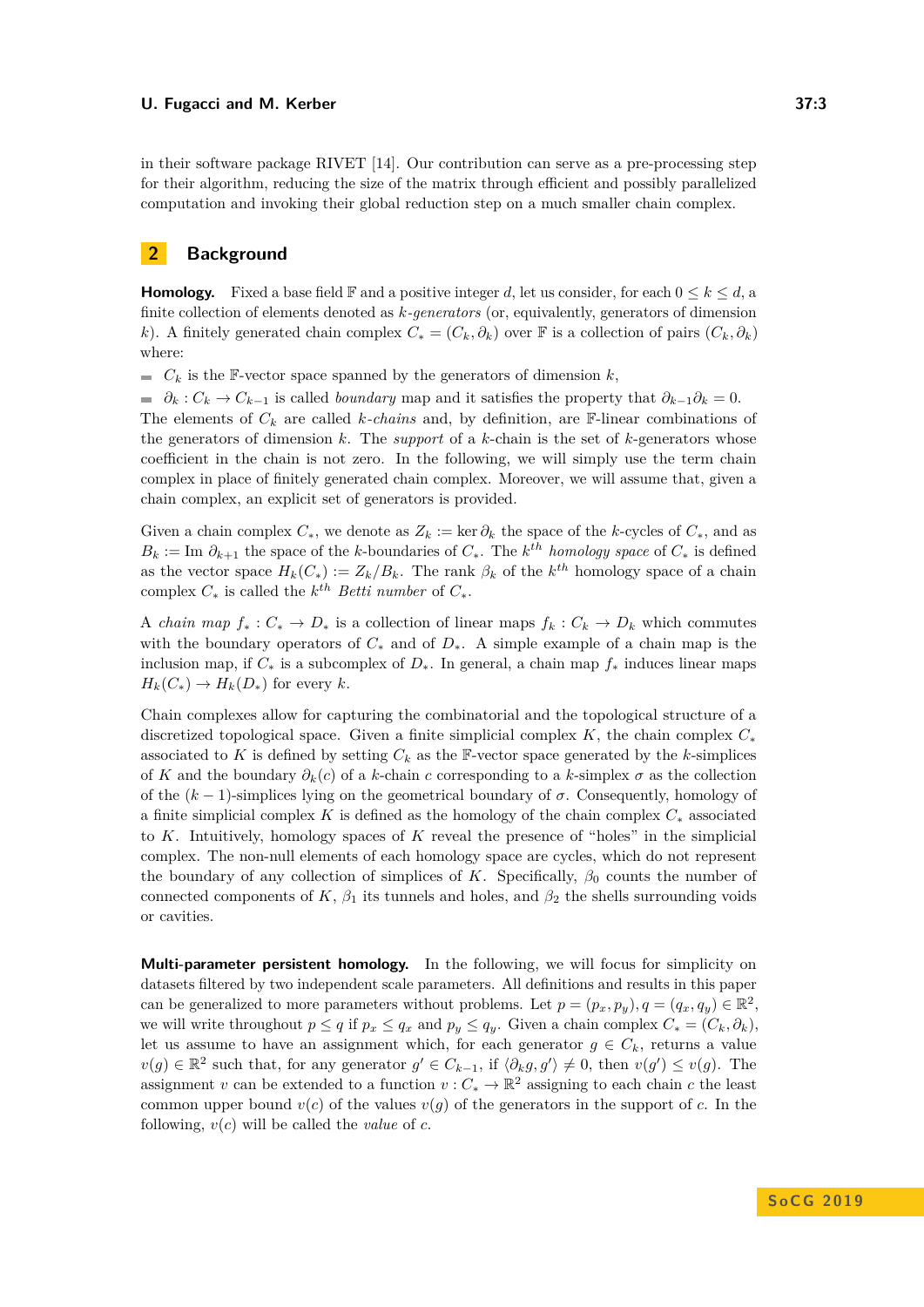in their software package RIVET [14]. Our contribution can serve as a pre-processing step for their algorithm, reducing the size of the matrix through efficient and possibly parallelized computation and invoking their global reduction step on a much smaller chain complex.

## 2 Background

**Homology.** Fixed a base field $\mathbb{F}$ and a positive integer $d$, let us consider, for each $0 \le k \le d$, a finite collection of elements denoted as *$k$-generators* (or, equivalently, generators of dimension $k$). A finitely generated chain complex $C_* = (C_k, \partial_k)$ over $\mathbb{F}$ is a collection of pairs $(C_k, \partial_k)$ where:

- $C_k$ is the $\mathbb{F}$-vector space spanned by the generators of dimension $k$,
- $\partial_k : C_k \to C_{k-1}$ is called *boundary* map and it satisfies the property that $\partial_{k-1}\partial_k = 0$.

The elements of $C_k$ are called *$k$-chains* and, by definition, are $\mathbb{F}$-linear combinations of the generators of dimension $k$. The *support* of a $k$-chain is the set of $k$-generators whose coefficient in the chain is not zero. In the following, we will simply use the term chain complex in place of finitely generated chain complex. Moreover, we will assume that, given a chain complex, an explicit set of generators is provided.

Given a chain complex $C_*$, we denote as $Z_k := \ker \partial_k$ the space of the $k$-cycles of $C_*$, and as $B_k := \mathrm{Im}\ \partial_{k+1}$ the space of the $k$-boundaries of $C_*$. The $k^{th}$ *homology space* of $C_*$ is defined as the vector space $H_k(C_*) := Z_k/B_k$. The rank $\beta_k$ of the $k^{th}$ homology space of a chain complex $C_*$ is called the $k^{th}$ *Betti number* of $C_*$.

A *chain map* $f_* : C_* \to D_*$ is a collection of linear maps $f_k : C_k \to D_k$ which commutes with the boundary operators of $C_*$ and of $D_*$. A simple example of a chain map is the inclusion map, if $C_*$ is a subcomplex of $D_*$. In general, a chain map $f_*$ induces linear maps $H_k(C_*) \to H_k(D_*)$ for every $k$.

Chain complexes allow for capturing the combinatorial and the topological structure of a discretized topological space. Given a finite simplicial complex $K$, the chain complex $C_*$ associated to $K$ is defined by setting $C_k$ as the $\mathbb{F}$-vector space generated by the $k$-simplices of $K$ and the boundary $\partial_k(c)$ of a $k$-chain $c$ corresponding to a $k$-simplex $\sigma$ as the collection of the $(k-1)$-simplices lying on the geometrical boundary of $\sigma$. Consequently, homology of a finite simplicial complex $K$ is defined as the homology of the chain complex $C_*$ associated to $K$. Intuitively, homology spaces of $K$ reveal the presence of "holes" in the simplicial complex. The non-null elements of each homology space are cycles, which do not represent the boundary of any collection of simplices of $K$. Specifically, $\beta_0$ counts the number of connected components of $K$, $\beta_1$ its tunnels and holes, and $\beta_2$ the shells surrounding voids or cavities.

**Multi-parameter persistent homology.** In the following, we will focus for simplicity on datasets filtered by two independent scale parameters. All definitions and results in this paper can be generalized to more parameters without problems. Let $p = (p_x, p_y), q = (q_x, q_y) \in \mathbb{R}^2$, we will write throughout $p \le q$ if $p_x \le q_x$ and $p_y \le q_y$. Given a chain complex $C_* = (C_k, \partial_k)$, let us assume to have an assignment which, for each generator $g \in C_k$, returns a value $v(g) \in \mathbb{R}^2$ such that, for any generator $g' \in C_{k-1}$, if $\langle \partial_k g, g' \rangle \ne 0$, then $v(g') \le v(g)$. The assignment $v$ can be extended to a function $v : C_* \to \mathbb{R}^2$ assigning to each chain $c$ the least common upper bound $v(c)$ of the values $v(g)$ of the generators in the support of $c$. In the following, $v(c)$ will be called the *value* of $c$.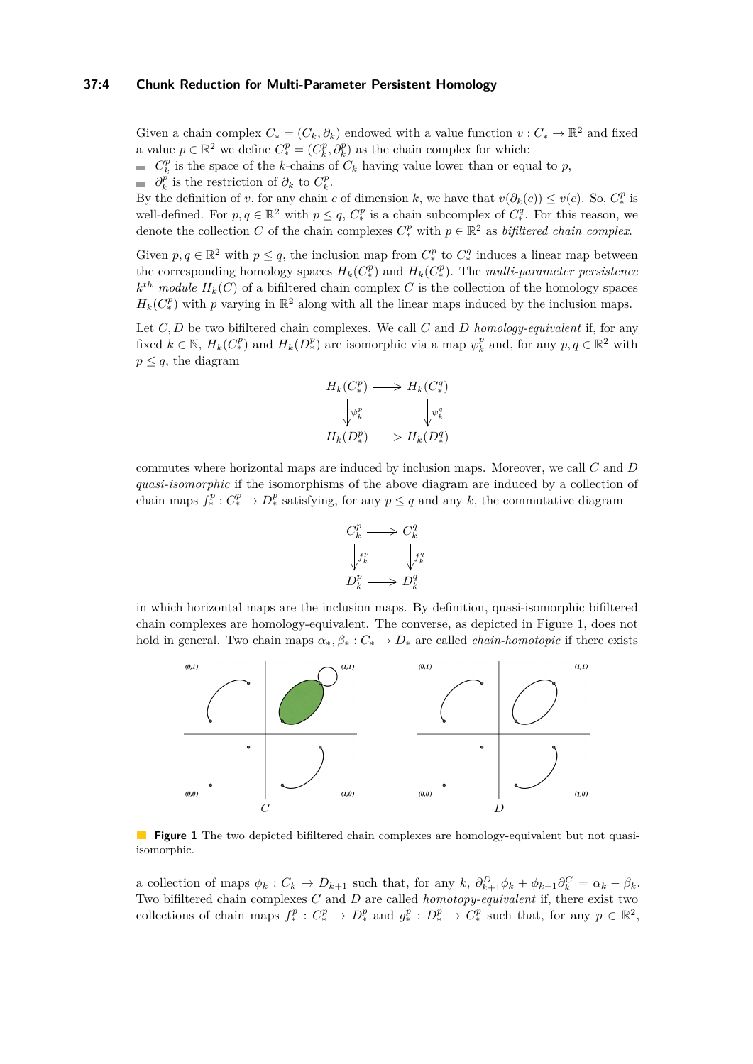Given a chain complex $C_* = (C_k, \partial_k)$ endowed with a value function $v : C_* \to \mathbb{R}^2$ and fixed a value $p \in \mathbb{R}^2$ we define $C^p_* = (C^p_k, \partial^p_k)$ as the chain complex for which:

- $C^p_k$ is the space of the $k$-chains of $C_k$ having value lower than or equal to $p$,
- $\partial^p_k$ is the restriction of $\partial_k$ to $C^p_k$.

By the definition of $v$, for any chain $c$ of dimension $k$, we have that $v(\partial_k(c)) \leq v(c)$. So, $C^p_*$ is well-defined. For $p, q \in \mathbb{R}^2$ with $p \leq q$, $C^p_*$ is a chain subcomplex of $C^q_*$. For this reason, we denote the collection $C$ of the chain complexes $C^p_*$ with $p \in \mathbb{R}^2$ as *bifiltered chain complex*.

Given $p, q \in \mathbb{R}^2$ with $p \leq q$, the inclusion map from $C^p_*$ to $C^q_*$ induces a linear map between the corresponding homology spaces $H_k(C^p_*)$ and $H_k(C^q_*)$. The *multi-parameter persistence $k^{th}$ module* $H_k(C)$ of a bifiltered chain complex $C$ is the collection of the homology spaces $H_k(C^p_*)$ with $p$ varying in $\mathbb{R}^2$ along with all the linear maps induced by the inclusion maps.

Let $C, D$ be two bifiltered chain complexes. We call $C$ and $D$ *homology-equivalent* if, for any fixed $k \in \mathbb{N}$, $H_k(C^p_*)$ and $H_k(D^p_*)$ are isomorphic via a map $\psi^p_k$ and, for any $p, q \in \mathbb{R}^2$ with $p \leq q$, the diagram

$$\begin{array}{ccc} H_k(C^p_*) & \longrightarrow & H_k(C^q_*) \\ \downarrow \psi^p_k & & \downarrow \psi^q_k \\ H_k(D^p_*) & \longrightarrow & H_k(D^q_*) \end{array}$$

commutes where horizontal maps are induced by inclusion maps. Moreover, we call $C$ and $D$ *quasi-isomorphic* if the isomorphisms of the above diagram are induced by a collection of chain maps $f^p_* : C^p_* \to D^p_*$ satisfying, for any $p \leq q$ and any $k$, the commutative diagram

$$\begin{array}{ccc} C^p_k & \longrightarrow & C^q_k \\ \downarrow f^p_k & & \downarrow f^q_k \\ D^p_k & \longrightarrow & D^q_k \end{array}$$

in which horizontal maps are the inclusion maps. By definition, quasi-isomorphic bifiltered chain complexes are homology-equivalent. The converse, as depicted in Figure 1, does not hold in general. Two chain maps $\alpha_*, \beta_* : C_* \to D_*$ are called *chain-homotopic* if there exists a collection of maps $\phi_k : C_k \to D_{k+1}$ such that, for any $k$, $\partial^D_{k+1}\phi_k + \phi_{k-1}\partial^C_k = \alpha_k - \beta_k$. Two bifiltered chain complexes $C$ and $D$ are called *homotopy-equivalent* if, there exist two collections of chain maps $f^p_* : C^p_* \to D^p_*$ and $g^p_* : D^p_* \to C^p_*$ such that, for any $p \in \mathbb{R}^2$,

**Figure 1** The two depicted bifiltered chain complexes are homology-equivalent but not quasi-isomorphic.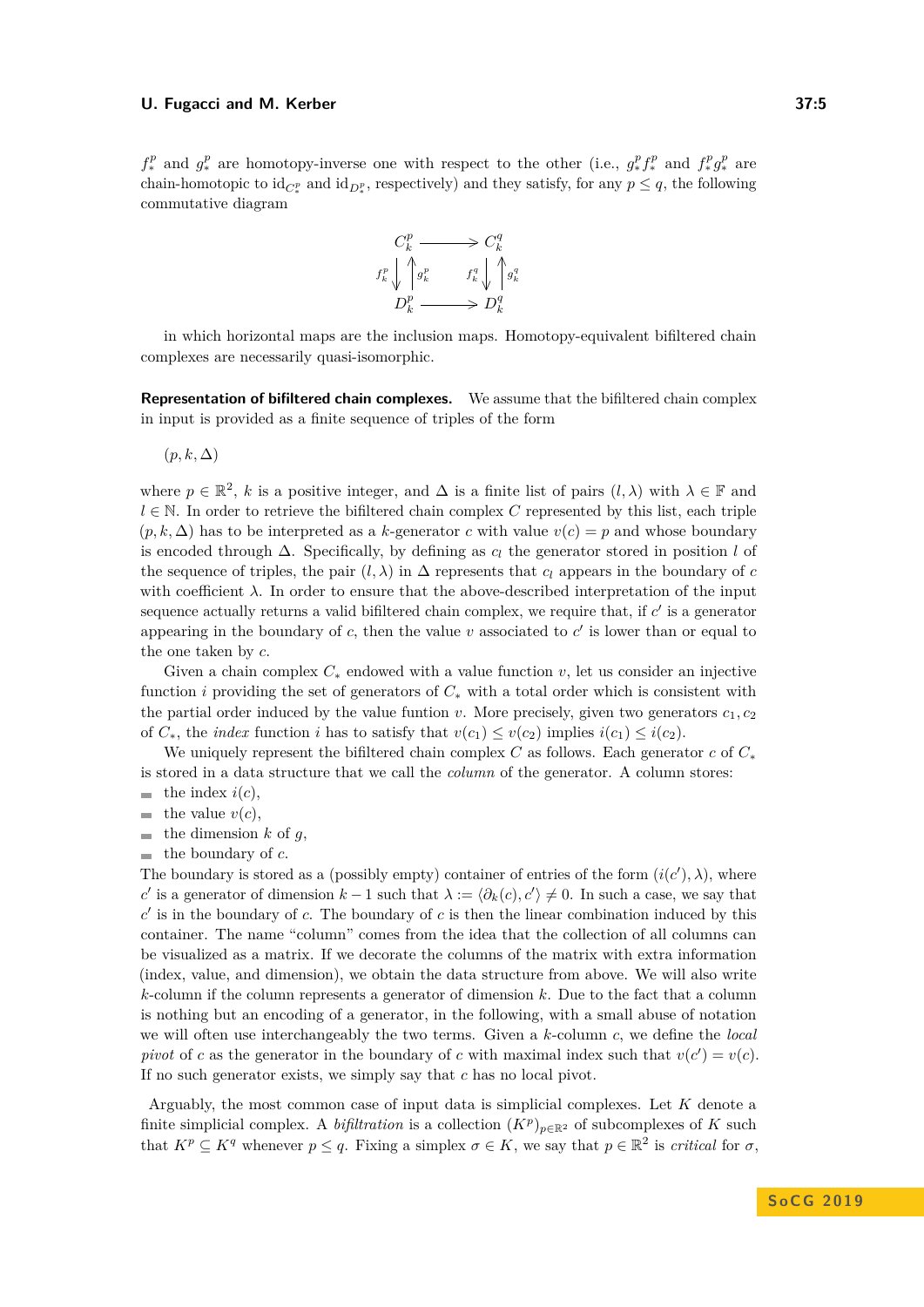$f_*^p$ and $g_*^p$ are homotopy-inverse one with respect to the other (i.e., $g_*^p f_*^p$ and $f_*^p g_*^p$ are chain-homotopic to $\mathrm{id}_{C_*^p}$ and $\mathrm{id}_{D_*^p}$, respectively) and they satisfy, for any $p \leq q$, the following commutative diagram

$$\begin{array}{ccc} C_k^p & \longrightarrow & C_k^q \\ f_k^p \downarrow \uparrow g_k^p & & f_k^q \downarrow \uparrow g_k^q \\ D_k^p & \longrightarrow & D_k^q \end{array}$$

in which horizontal maps are the inclusion maps. Homotopy-equivalent bifiltered chain complexes are necessarily quasi-isomorphic.

**Representation of bifiltered chain complexes.** We assume that the bifiltered chain complex in input is provided as a finite sequence of triples of the form

$(p, k, \Delta)$

where $p \in \mathbb{R}^2$, $k$ is a positive integer, and $\Delta$ is a finite list of pairs $(l, \lambda)$ with $\lambda \in \mathbb{F}$ and $l \in \mathbb{N}$. In order to retrieve the bifiltered chain complex $C$ represented by this list, each triple $(p, k, \Delta)$ has to be interpreted as a $k$-generator $c$ with value $v(c) = p$ and whose boundary is encoded through $\Delta$. Specifically, by defining as $c_l$ the generator stored in position $l$ of the sequence of triples, the pair $(l, \lambda)$ in $\Delta$ represents that $c_l$ appears in the boundary of $c$ with coefficient $\lambda$. In order to ensure that the above-described interpretation of the input sequence actually returns a valid bifiltered chain complex, we require that, if $c'$ is a generator appearing in the boundary of $c$, then the value $v$ associated to $c'$ is lower than or equal to the one taken by $c$.

Given a chain complex $C_*$ endowed with a value function $v$, let us consider an injective function $i$ providing the set of generators of $C_*$ with a total order which is consistent with the partial order induced by the value funtion $v$. More precisely, given two generators $c_1, c_2$ of $C_*$, the *index* function $i$ has to satisfy that $v(c_1) \leq v(c_2)$ implies $i(c_1) \leq i(c_2)$.

We uniquely represent the bifiltered chain complex $C$ as follows. Each generator $c$ of $C_*$ is stored in a data structure that we call the *column* of the generator. A column stores:

- the index $i(c)$,
- the value $v(c)$,
- the dimension $k$ of $g$,
- the boundary of $c$.

The boundary is stored as a (possibly empty) container of entries of the form $(i(c'), \lambda)$, where $c'$ is a generator of dimension $k-1$ such that $\lambda := \langle \partial_k(c), c' \rangle \neq 0$. In such a case, we say that $c'$ is in the boundary of $c$. The boundary of $c$ is then the linear combination induced by this container. The name "column" comes from the idea that the collection of all columns can be visualized as a matrix. If we decorate the columns of the matrix with extra information (index, value, and dimension), we obtain the data structure from above. We will also write $k$-column if the column represents a generator of dimension $k$. Due to the fact that a column is nothing but an encoding of a generator, in the following, with a small abuse of notation we will often use interchangeably the two terms. Given a $k$-column $c$, we define the *local pivot* of $c$ as the generator in the boundary of $c$ with maximal index such that $v(c') = v(c)$. If no such generator exists, we simply say that $c$ has no local pivot.

Arguably, the most common case of input data is simplicial complexes. Let $K$ denote a finite simplicial complex. A *bifiltration* is a collection $(K^p)_{p \in \mathbb{R}^2}$ of subcomplexes of $K$ such that $K^p \subseteq K^q$ whenever $p \leq q$. Fixing a simplex $\sigma \in K$, we say that $p \in \mathbb{R}^2$ is *critical* for $\sigma$,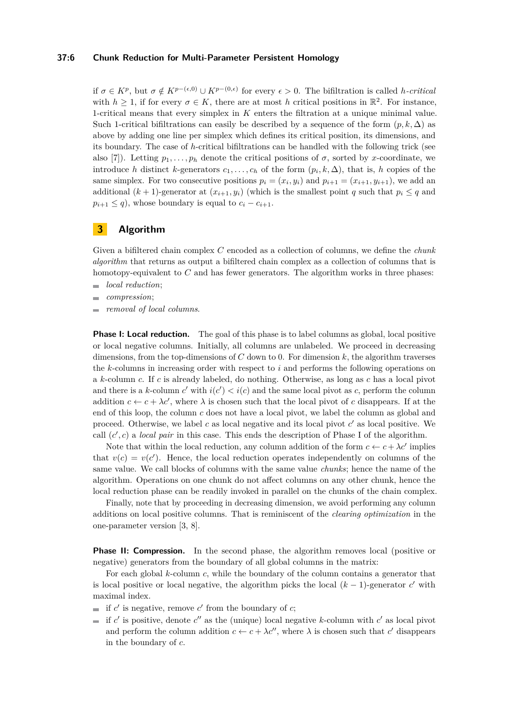if $\sigma \in K^p$, but $\sigma \notin K^{p-(\epsilon,0)} \cup K^{p-(0,\epsilon)}$ for every $\epsilon > 0$. The bifiltration is called *$h$-critical* with $h \geq 1$, if for every $\sigma \in K$, there are at most $h$ critical positions in $\mathbb{R}^2$. For instance, 1-critical means that every simplex in $K$ enters the filtration at a unique minimal value. Such 1-critical bifiltrations can easily be described by a sequence of the form $(p, k, \Delta)$ as above by adding one line per simplex which defines its critical position, its dimensions, and its boundary. The case of $h$-critical bifiltrations can be handled with the following trick (see also [7]). Letting $p_1, \ldots, p_h$ denote the critical positions of $\sigma$, sorted by $x$-coordinate, we introduce $h$ distinct $k$-generators $c_1, \ldots, c_h$ of the form $(p_i, k, \Delta)$, that is, $h$ copies of the same simplex. For two consecutive positions $p_i = (x_i, y_i)$ and $p_{i+1} = (x_{i+1}, y_{i+1})$, we add an additional $(k+1)$-generator at $(x_{i+1}, y_i)$ (which is the smallest point $q$ such that $p_i \leq q$ and $p_{i+1} \leq q$), whose boundary is equal to $c_i - c_{i+1}$.

# 3 Algorithm

Given a bifiltered chain complex $C$ encoded as a collection of columns, we define the *chunk algorithm* that returns as output a bifiltered chain complex as a collection of columns that is homotopy-equivalent to $C$ and has fewer generators. The algorithm works in three phases:

- *local reduction*;
- *compression*;
- *removal of local columns*.

**Phase I: Local reduction.** The goal of this phase is to label columns as global, local positive or local negative columns. Initially, all columns are unlabeled. We proceed in decreasing dimensions, from the top-dimensions of $C$ down to 0. For dimension $k$, the algorithm traverses the $k$-columns in increasing order with respect to $i$ and performs the following operations on a $k$-column $c$. If $c$ is already labeled, do nothing. Otherwise, as long as $c$ has a local pivot and there is a $k$-column $c'$ with $i(c') < i(c)$ and the same local pivot as $c$, perform the column addition $c \leftarrow c + \lambda c'$, where $\lambda$ is chosen such that the local pivot of $c$ disappears. If at the end of this loop, the column $c$ does not have a local pivot, we label the column as global and proceed. Otherwise, we label $c$ as local negative and its local pivot $c'$ as local positive. We call $(c', c)$ a *local pair* in this case. This ends the description of Phase I of the algorithm.

Note that within the local reduction, any column addition of the form $c \leftarrow c + \lambda c'$ implies that $v(c) = v(c')$. Hence, the local reduction operates independently on columns of the same value. We call blocks of columns with the same value *chunks*; hence the name of the algorithm. Operations on one chunk do not affect columns on any other chunk, hence the local reduction phase can be readily invoked in parallel on the chunks of the chain complex.

Finally, note that by proceeding in decreasing dimension, we avoid performing any column additions on local positive columns. That is reminiscent of the *clearing optimization* in the one-parameter version [3, 8].

**Phase II: Compression.** In the second phase, the algorithm removes local (positive or negative) generators from the boundary of all global columns in the matrix:

For each global $k$-column $c$, while the boundary of the column contains a generator that is local positive or local negative, the algorithm picks the local $(k-1)$-generator $c'$ with maximal index.

- if $c'$ is negative, remove $c'$ from the boundary of $c$;
- if $c'$ is positive, denote $c''$ as the (unique) local negative $k$-column with $c'$ as local pivot and perform the column addition $c \leftarrow c + \lambda c''$, where $\lambda$ is chosen such that $c'$ disappears in the boundary of $c$.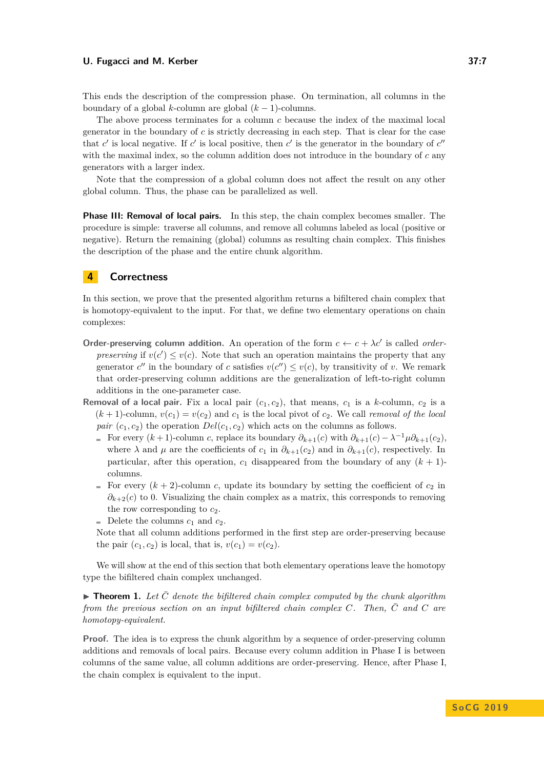This ends the description of the compression phase. On termination, all columns in the boundary of a global $k$-column are global $(k-1)$-columns.

The above process terminates for a column $c$ because the index of the maximal local generator in the boundary of $c$ is strictly decreasing in each step. That is clear for the case that $c'$ is local negative. If $c'$ is local positive, then $c'$ is the generator in the boundary of $c''$ with the maximal index, so the column addition does not introduce in the boundary of $c$ any generators with a larger index.

Note that the compression of a global column does not affect the result on any other global column. Thus, the phase can be parallelized as well.

**Phase III: Removal of local pairs.** In this step, the chain complex becomes smaller. The procedure is simple: traverse all columns, and remove all columns labeled as local (positive or negative). Return the remaining (global) columns as resulting chain complex. This finishes the description of the phase and the entire chunk algorithm.

## 4 Correctness

In this section, we prove that the presented algorithm returns a bifiltered chain complex that is homotopy-equivalent to the input. For that, we define two elementary operations on chain complexes:

**Order-preserving column addition.** An operation of the form $c \leftarrow c + \lambda c'$ is called *order-preserving* if $v(c') \leq v(c)$. Note that such an operation maintains the property that any generator $c''$ in the boundary of $c$ satisfies $v(c'') \leq v(c)$, by transitivity of $v$. We remark that order-preserving column additions are the generalization of left-to-right column additions in the one-parameter case.

**Removal of a local pair.** Fix a local pair $(c_1, c_2)$, that means, $c_1$ is a $k$-column, $c_2$ is a $(k+1)$-column, $v(c_1) = v(c_2)$ and $c_1$ is the local pivot of $c_2$. We call *removal of the local pair* $(c_1, c_2)$ the operation $Del(c_1, c_2)$ which acts on the columns as follows.

- For every $(k+1)$-column $c$, replace its boundary $\partial_{k+1}(c)$ with $\partial_{k+1}(c) - \lambda^{-1}\mu\partial_{k+1}(c_2)$, where $\lambda$ and $\mu$ are the coefficients of $c_1$ in $\partial_{k+1}(c_2)$ and in $\partial_{k+1}(c)$, respectively. In particular, after this operation, $c_1$ disappeared from the boundary of any $(k+1)$-columns.
- For every $(k+2)$-column $c$, update its boundary by setting the coefficient of $c_2$ in $\partial_{k+2}(c)$ to 0. Visualizing the chain complex as a matrix, this corresponds to removing the row corresponding to $c_2$.
- Delete the columns $c_1$ and $c_2$.

Note that all column additions performed in the first step are order-preserving because the pair $(c_1, c_2)$ is local, that is, $v(c_1) = v(c_2)$.

We will show at the end of this section that both elementary operations leave the homotopy type the bifiltered chain complex unchanged.

▶ **Theorem 1.** *Let $\bar{C}$ denote the bifiltered chain complex computed by the chunk algorithm from the previous section on an input bifiltered chain complex $C$. Then, $\bar{C}$ and $C$ are homotopy-equivalent.*

**Proof.** The idea is to express the chunk algorithm by a sequence of order-preserving column additions and removals of local pairs. Because every column addition in Phase I is between columns of the same value, all column additions are order-preserving. Hence, after Phase I, the chain complex is equivalent to the input.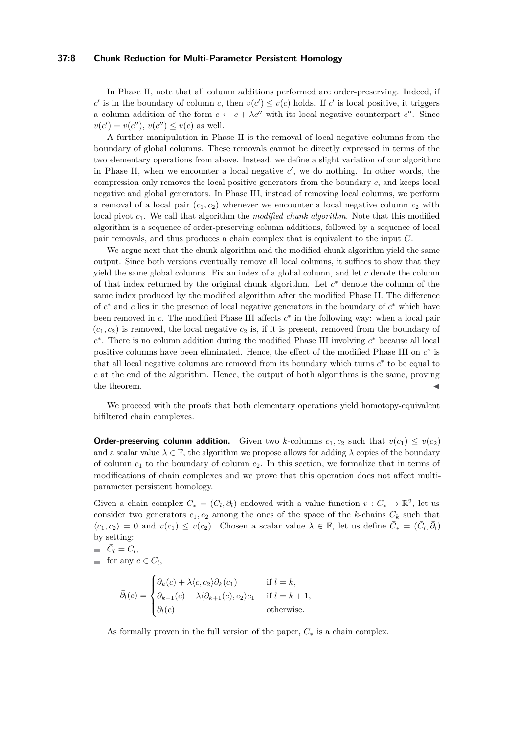In Phase II, note that all column additions performed are order-preserving. Indeed, if $c'$ is in the boundary of column $c$, then $v(c') \leq v(c)$ holds. If $c'$ is local positive, it triggers a column addition of the form $c \leftarrow c + \lambda c''$ with its local negative counterpart $c''$. Since $v(c') = v(c'')$, $v(c'') \leq v(c)$ as well.

A further manipulation in Phase II is the removal of local negative columns from the boundary of global columns. These removals cannot be directly expressed in terms of the two elementary operations from above. Instead, we define a slight variation of our algorithm: in Phase II, when we encounter a local negative $c'$, we do nothing. In other words, the compression only removes the local positive generators from the boundary $c$, and keeps local negative and global generators. In Phase III, instead of removing local columns, we perform a removal of a local pair $(c_1, c_2)$ whenever we encounter a local negative column $c_2$ with local pivot $c_1$. We call that algorithm the *modified chunk algorithm*. Note that this modified algorithm is a sequence of order-preserving column additions, followed by a sequence of local pair removals, and thus produces a chain complex that is equivalent to the input $C$.

We argue next that the chunk algorithm and the modified chunk algorithm yield the same output. Since both versions eventually remove all local columns, it suffices to show that they yield the same global columns. Fix an index of a global column, and let $c$ denote the column of that index returned by the original chunk algorithm. Let $c^*$ denote the column of the same index produced by the modified algorithm after the modified Phase II. The difference of $c^*$ and $c$ lies in the presence of local negative generators in the boundary of $c^*$ which have been removed in $c$. The modified Phase III affects $c^*$ in the following way: when a local pair $(c_1, c_2)$ is removed, the local negative $c_2$ is, if it is present, removed from the boundary of $c^*$. There is no column addition during the modified Phase III involving $c^*$ because all local positive columns have been eliminated. Hence, the effect of the modified Phase III on $c^*$ is that all local negative columns are removed from its boundary which turns $c^*$ to be equal to $c$ at the end of the algorithm. Hence, the output of both algorithms is the same, proving the theorem. ◀

We proceed with the proofs that both elementary operations yield homotopy-equivalent bifiltered chain complexes.

**Order-preserving column addition.** Given two $k$-columns $c_1, c_2$ such that $v(c_1) \leq v(c_2)$ and a scalar value $\lambda \in \mathbb{F}$, the algorithm we propose allows for adding $\lambda$ copies of the boundary of column $c_1$ to the boundary of column $c_2$. In this section, we formalize that in terms of modifications of chain complexes and we prove that this operation does not affect multi-parameter persistent homology.

Given a chain complex $C_* = (C_l, \partial_l)$ endowed with a value function $v : C_* \to \mathbb{R}^2$, let us consider two generators $c_1, c_2$ among the ones of the space of the $k$-chains $C_k$ such that $\langle c_1, c_2 \rangle = 0$ and $v(c_1) \leq v(c_2)$. Chosen a scalar value $\lambda \in \mathbb{F}$, let us define $\bar{C}_* = (\bar{C}_l, \bar{\partial}_l)$ by setting:

- $\bar{C}_l = C_l$,
- for any $c \in \bar{C}_l$,

$$\bar{\partial}_l(c) = \begin{cases} \partial_k(c) + \lambda \langle c, c_2 \rangle \partial_k(c_1) & \text{if } l = k, \\ \partial_{k+1}(c) - \lambda \langle \partial_{k+1}(c), c_2 \rangle c_1 & \text{if } l = k+1, \\ \partial_l(c) & \text{otherwise.} \end{cases}$$

As formally proven in the full version of the paper, $\bar{C}_*$ is a chain complex.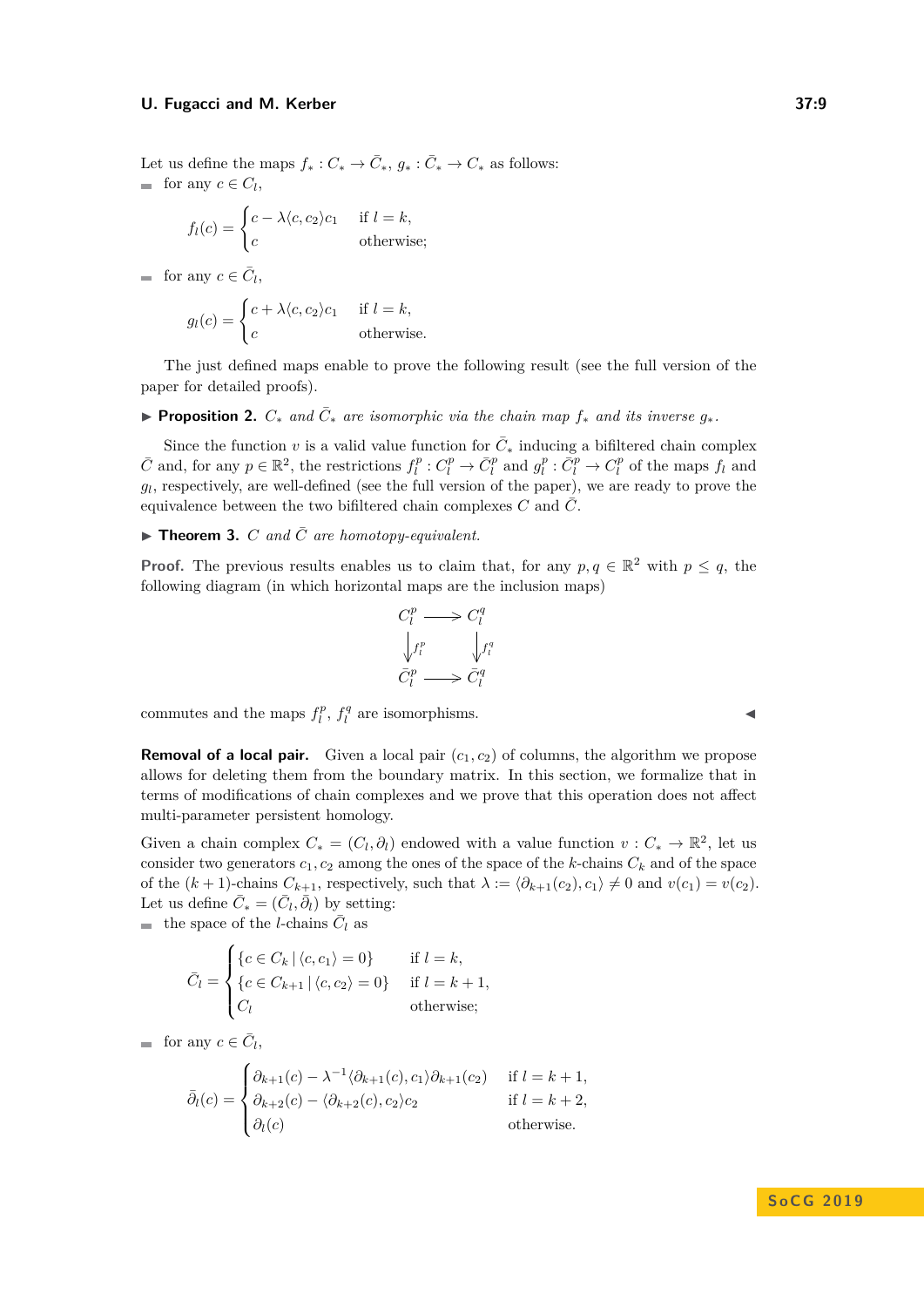Let us define the maps $f_* : C_* \to \bar{C}_*$, $g_* : \bar{C}_* \to C_*$ as follows:

- for any $c \in C_l$,

$$f_l(c) = \begin{cases} c - \lambda \langle c, c_2 \rangle c_1 & \text{if } l = k, \\ c & \text{otherwise;} \end{cases}$$

- for any $c \in \bar{C}_l$,

$$g_l(c) = \begin{cases} c + \lambda \langle c, c_2 \rangle c_1 & \text{if } l = k, \\ c & \text{otherwise.} \end{cases}$$

The just defined maps enable to prove the following result (see the full version of the paper for detailed proofs).

▶ **Proposition 2.** *$C_*$ and $\bar{C}_*$ are isomorphic via the chain map $f_*$ and its inverse $g_*$.*

Since the function $v$ is a valid value function for $\bar{C}_*$ inducing a bifiltered chain complex $\bar{C}$ and, for any $p \in \mathbb{R}^2$, the restrictions $f_l^p : C_l^p \to \bar{C}_l^p$ and $g_l^p : \bar{C}_l^p \to C_l^p$ of the maps $f_l$ and $g_l$, respectively, are well-defined (see the full version of the paper), we are ready to prove the equivalence between the two bifiltered chain complexes $C$ and $\bar{C}$.

▶ **Theorem 3.** *$C$ and $\bar{C}$ are homotopy-equivalent.*

**Proof.** The previous results enables us to claim that, for any $p, q \in \mathbb{R}^2$ with $p \leq q$, the following diagram (in which horizontal maps are the inclusion maps)

$$\begin{array}{ccc} C_l^p & \longrightarrow & C_l^q \\ \downarrow f_l^p & & \downarrow f_l^q \\ \bar{C}_l^p & \longrightarrow & \bar{C}_l^q \end{array}$$

commutes and the maps $f_l^p$, $f_l^q$ are isomorphisms. ◀

**Removal of a local pair.** Given a local pair $(c_1, c_2)$ of columns, the algorithm we propose allows for deleting them from the boundary matrix. In this section, we formalize that in terms of modifications of chain complexes and we prove that this operation does not affect multi-parameter persistent homology.

Given a chain complex $C_* = (C_l, \partial_l)$ endowed with a value function $v : C_* \to \mathbb{R}^2$, let us consider two generators $c_1, c_2$ among the ones of the space of the $k$-chains $C_k$ and of the space of the $(k+1)$-chains $C_{k+1}$, respectively, such that $\lambda := \langle \partial_{k+1}(c_2), c_1 \rangle \neq 0$ and $v(c_1) = v(c_2)$. Let us define $\bar{C}_* = (\bar{C}_l, \bar{\partial}_l)$ by setting:

- the space of the $l$-chains $\bar{C}_l$ as

$$\bar{C}_l = \begin{cases} \{c \in C_k \mid \langle c, c_1 \rangle = 0\} & \text{if } l = k, \\ \{c \in C_{k+1} \mid \langle c, c_2 \rangle = 0\} & \text{if } l = k+1, \\ C_l & \text{otherwise;} \end{cases}$$

- for any $c \in \bar{C}_l$,

$$\bar{\partial}_l(c) = \begin{cases} \partial_{k+1}(c) - \lambda^{-1} \langle \partial_{k+1}(c), c_1 \rangle \partial_{k+1}(c_2) & \text{if } l = k+1, \\ \partial_{k+2}(c) - \langle \partial_{k+2}(c), c_2 \rangle c_2 & \text{if } l = k+2, \\ \partial_l(c) & \text{otherwise.} \end{cases}$$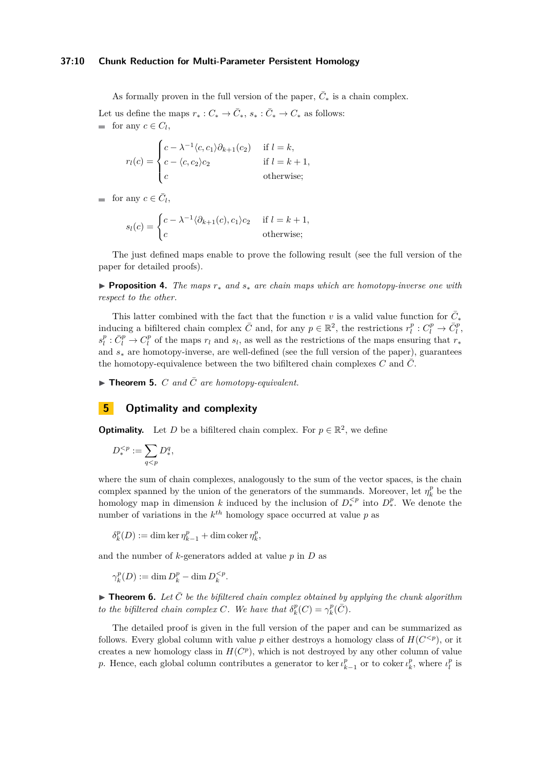As formally proven in the full version of the paper, $\bar{C}_*$ is a chain complex.

Let us define the maps $r_* : C_* \to \bar{C}_*$, $s_* : \bar{C}_* \to C_*$ as follows:

- for any $c \in C_l$,

$$r_l(c) = \begin{cases} c - \lambda^{-1}\langle c, c_1\rangle \partial_{k+1}(c_2) & \text{if } l = k, \\ c - \langle c, c_2\rangle c_2 & \text{if } l = k+1, \\ c & \text{otherwise;} \end{cases}$$

- for any $c \in \bar{C}_l$,

$$s_l(c) = \begin{cases} c - \lambda^{-1}\langle \partial_{k+1}(c), c_1\rangle c_2 & \text{if } l = k+1, \\ c & \text{otherwise;} \end{cases}$$

The just defined maps enable to prove the following result (see the full version of the paper for detailed proofs).

▶ **Proposition 4.** *The maps $r_*$ and $s_*$ are chain maps which are homotopy-inverse one with respect to the other.*

This latter combined with the fact that the function $v$ is a valid value function for $\bar{C}_*$ inducing a bifiltered chain complex $\bar{C}$ and, for any $p \in \mathbb{R}^2$, the restrictions $r_l^p : C_l^p \to \bar{C}_l^p$, $s_l^p : \bar{C}_l^p \to C_l^p$ of the maps $r_l$ and $s_l$, as well as the restrictions of the maps ensuring that $r_*$ and $s_*$ are homotopy-inverse, are well-defined (see the full version of the paper), guarantees the homotopy-equivalence between the two bifiltered chain complexes $C$ and $\bar{C}$.

▶ **Theorem 5.** *$C$ and $\bar{C}$ are homotopy-equivalent.*

## 5 Optimality and complexity

**Optimality.** Let $D$ be a bifiltered chain complex. For $p \in \mathbb{R}^2$, we define

$$D_*^{<p} := \sum_{q<p} D_*^q,$$

where the sum of chain complexes, analogously to the sum of the vector spaces, is the chain complex spanned by the union of the generators of the summands. Moreover, let $\eta_k^p$ be the homology map in dimension $k$ induced by the inclusion of $D_*^{<p}$ into $D_*^p$. We denote the number of variations in the $k^{th}$ homology space occurred at value $p$ as

$$\delta_k^p(D) := \dim\ker \eta_{k-1}^p + \dim\operatorname{coker} \eta_k^p,$$

and the number of $k$-generators added at value $p$ in $D$ as

$$\gamma_k^p(D) := \dim D_k^p - \dim D_k^{<p}.$$

▶ **Theorem 6.** *Let $\bar{C}$ be the bifiltered chain complex obtained by applying the chunk algorithm to the bifiltered chain complex $C$. We have that $\delta_k^p(C) = \gamma_k^p(\bar{C})$.*

The detailed proof is given in the full version of the paper and can be summarized as follows. Every global column with value $p$ either destroys a homology class of $H(C^{<p})$, or it creates a new homology class in $H(C^p)$, which is not destroyed by any other column of value $p$. Hence, each global column contributes a generator to $\ker \iota_{k-1}^p$ or to $\operatorname{coker} \iota_k^p$, where $\iota_l^p$ is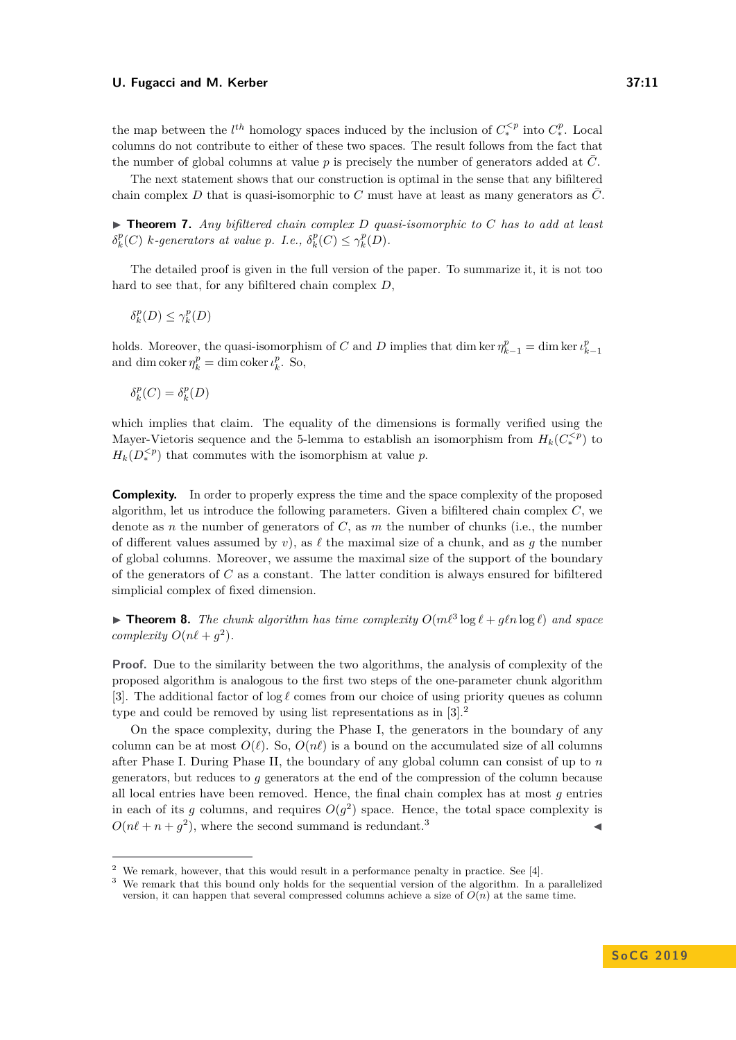the map between the $l^{th}$ homology spaces induced by the inclusion of $C_*^{<p}$ into $C_*^p$. Local columns do not contribute to either of these two spaces. The result follows from the fact that the number of global columns at value $p$ is precisely the number of generators added at $\bar{C}$.

The next statement shows that our construction is optimal in the sense that any bifiltered chain complex $D$ that is quasi-isomorphic to $C$ must have at least as many generators as $\bar{C}$.

▶ **Theorem 7.** *Any bifiltered chain complex $D$ quasi-isomorphic to $C$ has to add at least $\delta_k^p(C)$ $k$-generators at value $p$. I.e., $\delta_k^p(C) \leq \gamma_k^p(D)$.*

The detailed proof is given in the full version of the paper. To summarize it, it is not too hard to see that, for any bifiltered chain complex $D$,

$$\delta_k^p(D) \leq \gamma_k^p(D)$$

holds. Moreover, the quasi-isomorphism of $C$ and $D$ implies that $\dim \ker \eta_{k-1}^p = \dim \ker \iota_{k-1}^p$ and $\dim \operatorname{coker} \eta_k^p = \dim \operatorname{coker} \iota_k^p$. So,

$$\delta_k^p(C) = \delta_k^p(D)$$

which implies that claim. The equality of the dimensions is formally verified using the Mayer-Vietoris sequence and the 5-lemma to establish an isomorphism from $H_k(C_*^{<p})$ to $H_k(D_*^{<p})$ that commutes with the isomorphism at value $p$.

**Complexity.** In order to properly express the time and the space complexity of the proposed algorithm, let us introduce the following parameters. Given a bifiltered chain complex $C$, we denote as $n$ the number of generators of $C$, as $m$ the number of chunks (i.e., the number of different values assumed by $v$), as $\ell$ the maximal size of a chunk, and as $g$ the number of global columns. Moreover, we assume the maximal size of the support of the boundary of the generators of $C$ as a constant. The latter condition is always ensured for bifiltered simplicial complex of fixed dimension.

▶ **Theorem 8.** *The chunk algorithm has time complexity $O(m\ell^3 \log \ell + g\ell n \log \ell)$ and space complexity $O(n\ell + g^2)$.*

**Proof.** Due to the similarity between the two algorithms, the analysis of complexity of the proposed algorithm is analogous to the first two steps of the one-parameter chunk algorithm [3]. The additional factor of $\log \ell$ comes from our choice of using priority queues as column type and could be removed by using list representations as in [3].[2]

On the space complexity, during the Phase I, the generators in the boundary of any column can be at most $O(\ell)$. So, $O(n\ell)$ is a bound on the accumulated size of all columns after Phase I. During Phase II, the boundary of any global column can consist of up to $n$ generators, but reduces to $g$ generators at the end of the compression of the column because all local entries have been removed. Hence, the final chain complex has at most $g$ entries in each of its $g$ columns, and requires $O(g^2)$ space. Hence, the total space complexity is $O(n\ell + n + g^2)$, where the second summand is redundant.[3] ◀

[2] We remark, however, that this would result in a performance penalty in practice. See [4].

[3] We remark that this bound only holds for the sequential version of the algorithm. In a parallelized version, it can happen that several compressed columns achieve a size of $O(n)$ at the same time.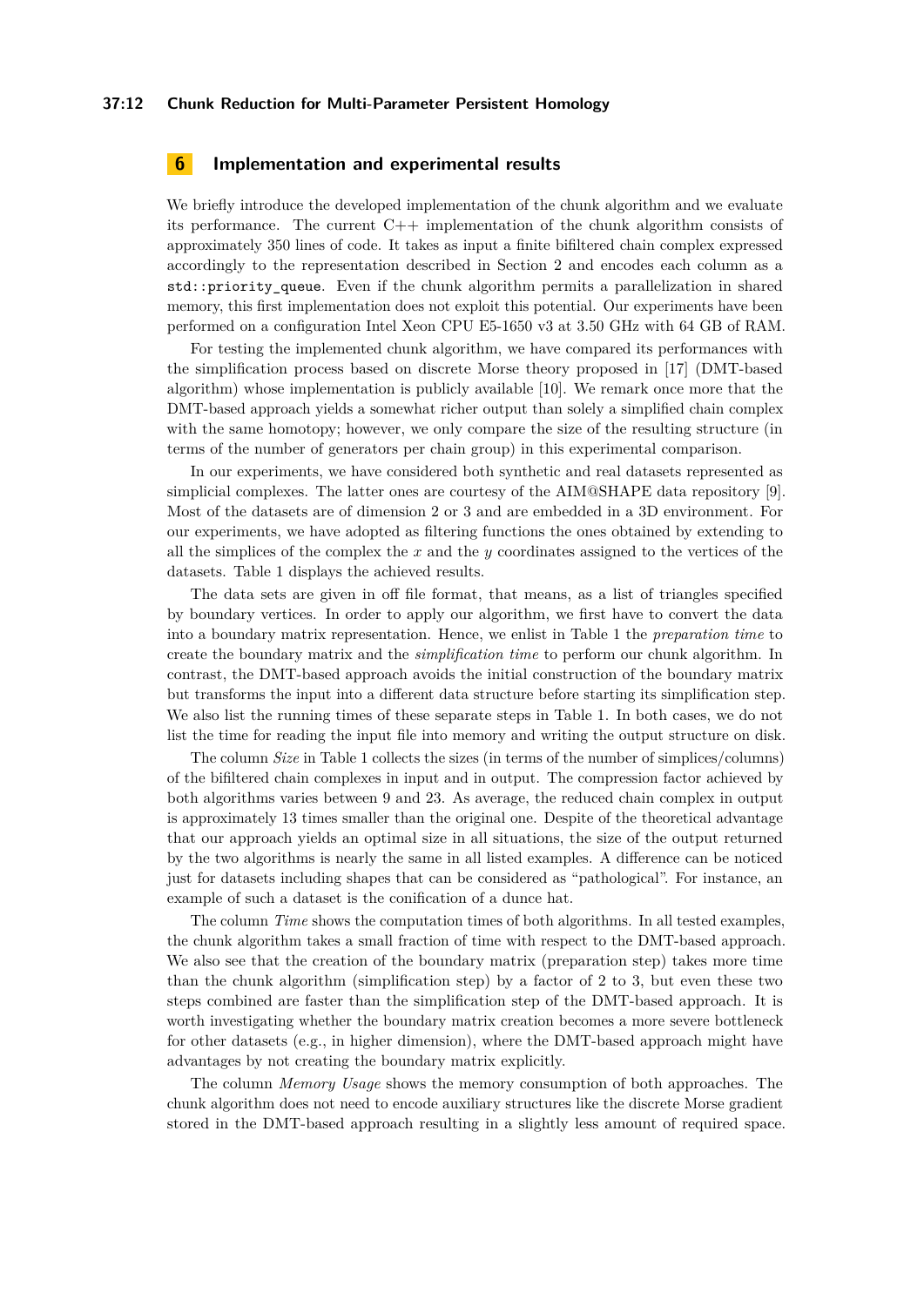# 6 Implementation and experimental results

We briefly introduce the developed implementation of the chunk algorithm and we evaluate its performance. The current C++ implementation of the chunk algorithm consists of approximately 350 lines of code. It takes as input a finite bifiltered chain complex expressed accordingly to the representation described in Section 2 and encodes each column as a `std::priority_queue`. Even if the chunk algorithm permits a parallelization in shared memory, this first implementation does not exploit this potential. Our experiments have been performed on a configuration Intel Xeon CPU E5-1650 v3 at 3.50 GHz with 64 GB of RAM.

For testing the implemented chunk algorithm, we have compared its performances with the simplification process based on discrete Morse theory proposed in [17] (DMT-based algorithm) whose implementation is publicly available [10]. We remark once more that the DMT-based approach yields a somewhat richer output than solely a simplified chain complex with the same homotopy; however, we only compare the size of the resulting structure (in terms of the number of generators per chain group) in this experimental comparison.

In our experiments, we have considered both synthetic and real datasets represented as simplicial complexes. The latter ones are courtesy of the AIM@SHAPE data repository [9]. Most of the datasets are of dimension 2 or 3 and are embedded in a 3D environment. For our experiments, we have adopted as filtering functions the ones obtained by extending to all the simplices of the complex the $x$ and the $y$ coordinates assigned to the vertices of the datasets. Table 1 displays the achieved results.

The data sets are given in off file format, that means, as a list of triangles specified by boundary vertices. In order to apply our algorithm, we first have to convert the data into a boundary matrix representation. Hence, we enlist in Table 1 the *preparation time* to create the boundary matrix and the *simplification time* to perform our chunk algorithm. In contrast, the DMT-based approach avoids the initial construction of the boundary matrix but transforms the input into a different data structure before starting its simplification step. We also list the running times of these separate steps in Table 1. In both cases, we do not list the time for reading the input file into memory and writing the output structure on disk.

The column *Size* in Table 1 collects the sizes (in terms of the number of simplices/columns) of the bifiltered chain complexes in input and in output. The compression factor achieved by both algorithms varies between 9 and 23. As average, the reduced chain complex in output is approximately 13 times smaller than the original one. Despite of the theoretical advantage that our approach yields an optimal size in all situations, the size of the output returned by the two algorithms is nearly the same in all listed examples. A difference can be noticed just for datasets including shapes that can be considered as "pathological". For instance, an example of such a dataset is the conification of a dunce hat.

The column *Time* shows the computation times of both algorithms. In all tested examples, the chunk algorithm takes a small fraction of time with respect to the DMT-based approach. We also see that the creation of the boundary matrix (preparation step) takes more time than the chunk algorithm (simplification step) by a factor of 2 to 3, but even these two steps combined are faster than the simplification step of the DMT-based approach. It is worth investigating whether the boundary matrix creation becomes a more severe bottleneck for other datasets (e.g., in higher dimension), where the DMT-based approach might have advantages by not creating the boundary matrix explicitly.

The column *Memory Usage* shows the memory consumption of both approaches. The chunk algorithm does not need to encode auxiliary structures like the discrete Morse gradient stored in the DMT-based approach resulting in a slightly less amount of required space.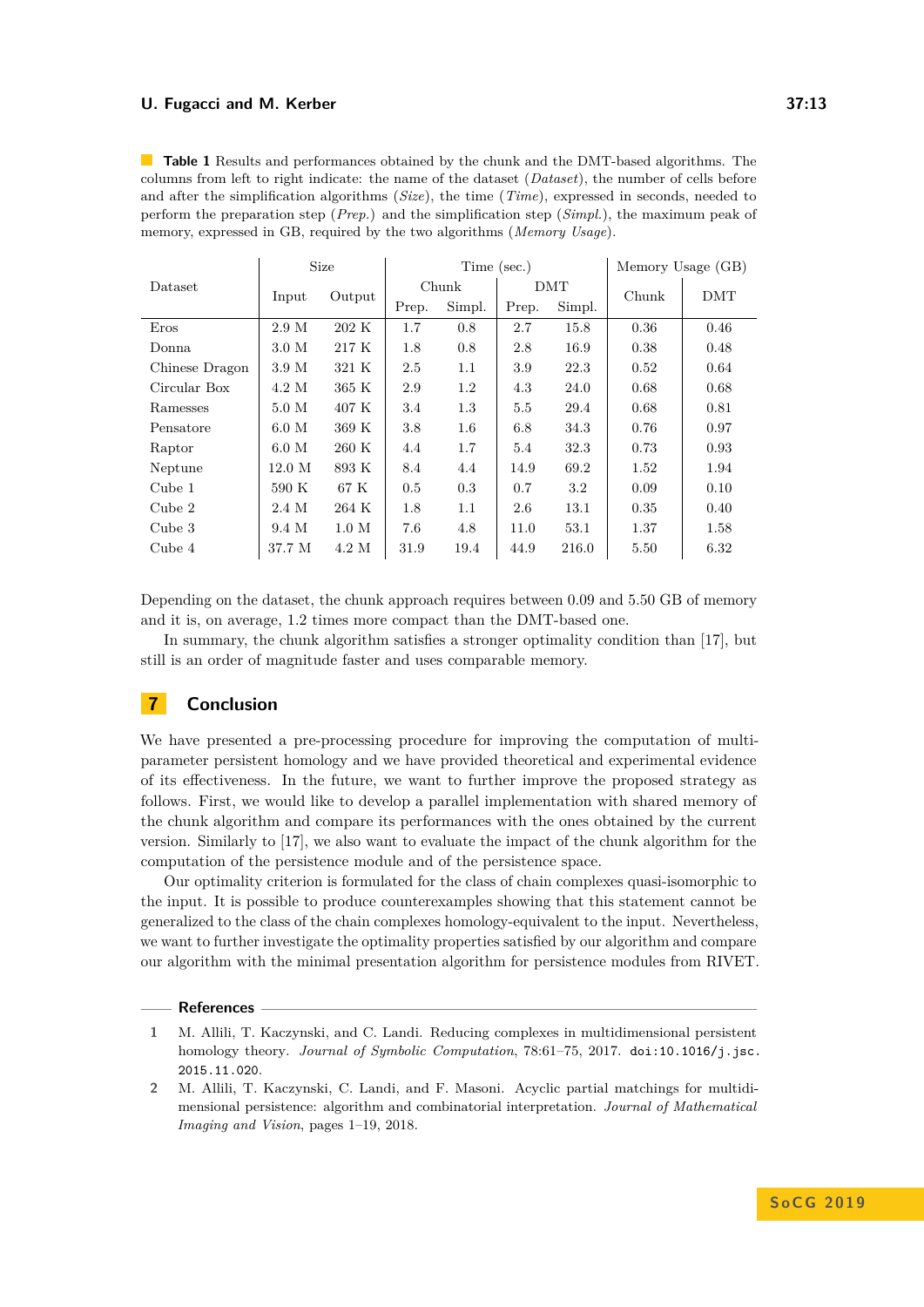**Table 1** Results and performances obtained by the chunk and the DMT-based algorithms. The columns from left to right indicate: the name of the dataset (*Dataset*), the number of cells before and after the simplification algorithms (*Size*), the time (*Time*), expressed in seconds, needed to perform the preparation step (*Prep.*) and the simplification step (*Simpl.*), the maximum peak of memory, expressed in GB, required by the two algorithms (*Memory Usage*).

| Dataset | Size | | Time (sec.) | | | | Memory Usage (GB) | |
|---|---|---|---|---|---|---|---|---|
| | Input | Output | Chunk | | DMT | | Chunk | DMT |
| | | | Prep. | Simpl. | Prep. | Simpl. | | |
| Eros | 2.9 M | 202 K | 1.7 | 0.8 | 2.7 | 15.8 | 0.36 | 0.46 |
| Donna | 3.0 M | 217 K | 1.8 | 0.8 | 2.8 | 16.9 | 0.38 | 0.48 |
| Chinese Dragon | 3.9 M | 321 K | 2.5 | 1.1 | 3.9 | 22.3 | 0.52 | 0.64 |
| Circular Box | 4.2 M | 365 K | 2.9 | 1.2 | 4.3 | 24.0 | 0.68 | 0.68 |
| Ramesses | 5.0 M | 407 K | 3.4 | 1.3 | 5.5 | 29.4 | 0.68 | 0.81 |
| Pensatore | 6.0 M | 369 K | 3.8 | 1.6 | 6.8 | 34.3 | 0.76 | 0.97 |
| Raptor | 6.0 M | 260 K | 4.4 | 1.7 | 5.4 | 32.3 | 0.73 | 0.93 |
| Neptune | 12.0 M | 893 K | 8.4 | 4.4 | 14.9 | 69.2 | 1.52 | 1.94 |
| Cube 1 | 590 K | 67 K | 0.5 | 0.3 | 0.7 | 3.2 | 0.09 | 0.10 |
| Cube 2 | 2.4 M | 264 K | 1.8 | 1.1 | 2.6 | 13.1 | 0.35 | 0.40 |
| Cube 3 | 9.4 M | 1.0 M | 7.6 | 4.8 | 11.0 | 53.1 | 1.37 | 1.58 |
| Cube 4 | 37.7 M | 4.2 M | 31.9 | 19.4 | 44.9 | 216.0 | 5.50 | 6.32 |

Depending on the dataset, the chunk approach requires between 0.09 and 5.50 GB of memory and it is, on average, 1.2 times more compact than the DMT-based one.

In summary, the chunk algorithm satisfies a stronger optimality condition than [17], but still is an order of magnitude faster and uses comparable memory.

## 7 Conclusion

We have presented a pre-processing procedure for improving the computation of multi-parameter persistent homology and we have provided theoretical and experimental evidence of its effectiveness. In the future, we want to further improve the proposed strategy as follows. First, we would like to develop a parallel implementation with shared memory of the chunk algorithm and compare its performances with the ones obtained by the current version. Similarly to [17], we also want to evaluate the impact of the chunk algorithm for the computation of the persistence module and of the persistence space.

Our optimality criterion is formulated for the class of chain complexes quasi-isomorphic to the input. It is possible to produce counterexamples showing that this statement cannot be generalized to the class of the chain complexes homology-equivalent to the input. Nevertheless, we want to further investigate the optimality properties satisfied by our algorithm and compare our algorithm with the minimal presentation algorithm for persistence modules from RIVET.

### References

1. M. Allili, T. Kaczynski, and C. Landi. Reducing complexes in multidimensional persistent homology theory. *Journal of Symbolic Computation*, 78:61–75, 2017. doi:10.1016/j.jsc.2015.11.020.
2. M. Allili, T. Kaczynski, C. Landi, and F. Masoni. Acyclic partial matchings for multidimensional persistence: algorithm and combinatorial interpretation. *Journal of Mathematical Imaging and Vision*, pages 1–19, 2018.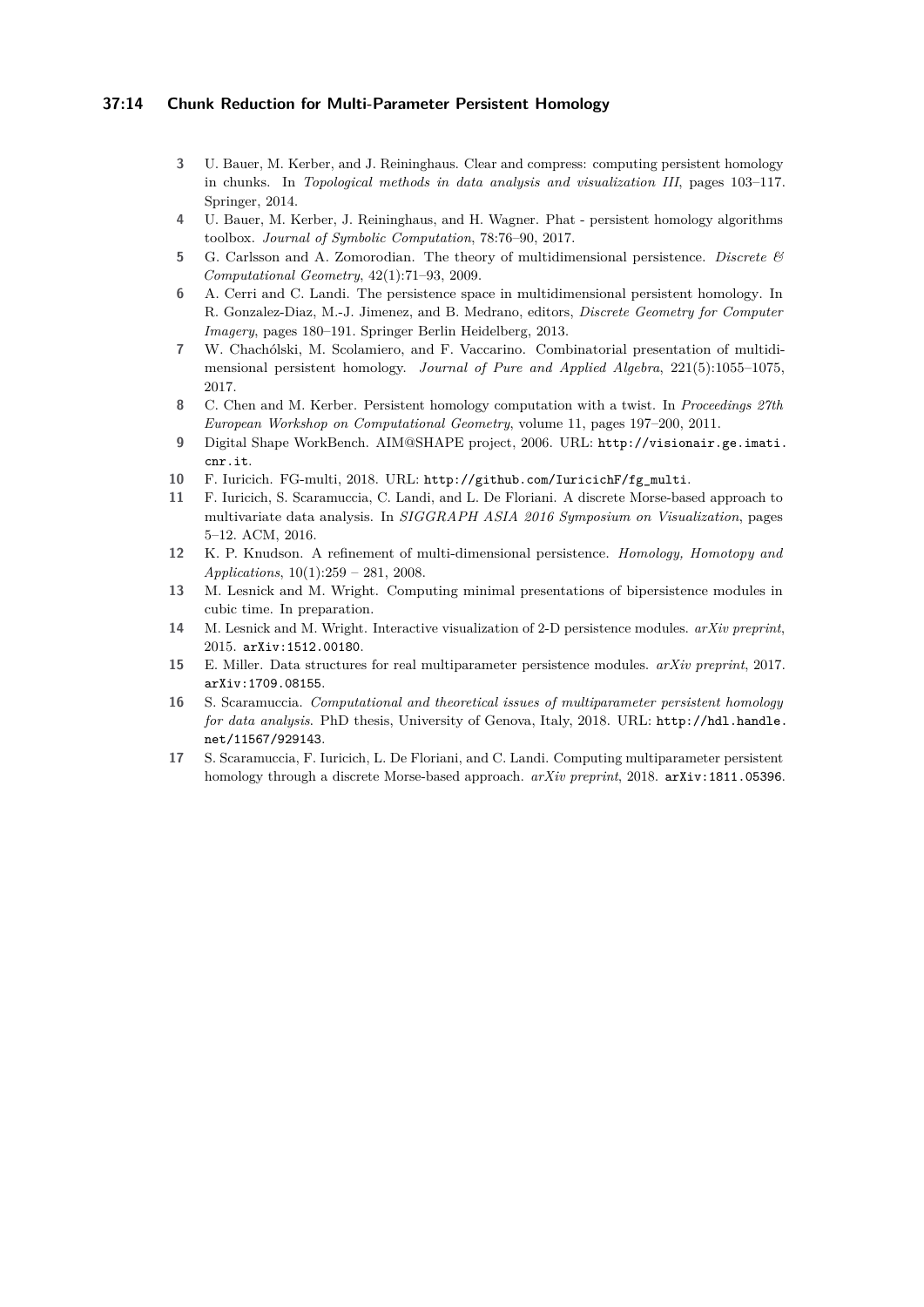3 U. Bauer, M. Kerber, and J. Reininghaus. Clear and compress: computing persistent homology in chunks. In *Topological methods in data analysis and visualization III*, pages 103–117. Springer, 2014.

4 U. Bauer, M. Kerber, J. Reininghaus, and H. Wagner. Phat - persistent homology algorithms toolbox. *Journal of Symbolic Computation*, 78:76–90, 2017.

5 G. Carlsson and A. Zomorodian. The theory of multidimensional persistence. *Discrete & Computational Geometry*, 42(1):71–93, 2009.

6 A. Cerri and C. Landi. The persistence space in multidimensional persistent homology. In R. Gonzalez-Diaz, M.-J. Jimenez, and B. Medrano, editors, *Discrete Geometry for Computer Imagery*, pages 180–191. Springer Berlin Heidelberg, 2013.

7 W. Chachólski, M. Scolamiero, and F. Vaccarino. Combinatorial presentation of multidimensional persistent homology. *Journal of Pure and Applied Algebra*, 221(5):1055–1075, 2017.

8 C. Chen and M. Kerber. Persistent homology computation with a twist. In *Proceedings 27th European Workshop on Computational Geometry*, volume 11, pages 197–200, 2011.

9 Digital Shape WorkBench. AIM@SHAPE project, 2006. URL: `http://visionair.ge.imati.cnr.it`.

10 F. Iuricich. FG-multi, 2018. URL: `http://github.com/IuricichF/fg_multi`.

11 F. Iuricich, S. Scaramuccia, C. Landi, and L. De Floriani. A discrete Morse-based approach to multivariate data analysis. In *SIGGRAPH ASIA 2016 Symposium on Visualization*, pages 5–12. ACM, 2016.

12 K. P. Knudson. A refinement of multi-dimensional persistence. *Homology, Homotopy and Applications*, 10(1):259 – 281, 2008.

13 M. Lesnick and M. Wright. Computing minimal presentations of bipersistence modules in cubic time. In preparation.

14 M. Lesnick and M. Wright. Interactive visualization of 2-D persistence modules. *arXiv preprint*, 2015. `arXiv:1512.00180`.

15 E. Miller. Data structures for real multiparameter persistence modules. *arXiv preprint*, 2017. `arXiv:1709.08155`.

16 S. Scaramuccia. *Computational and theoretical issues of multiparameter persistent homology for data analysis*. PhD thesis, University of Genova, Italy, 2018. URL: `http://hdl.handle.net/11567/929143`.

17 S. Scaramuccia, F. Iuricich, L. De Floriani, and C. Landi. Computing multiparameter persistent homology through a discrete Morse-based approach. *arXiv preprint*, 2018. `arXiv:1811.05396`.